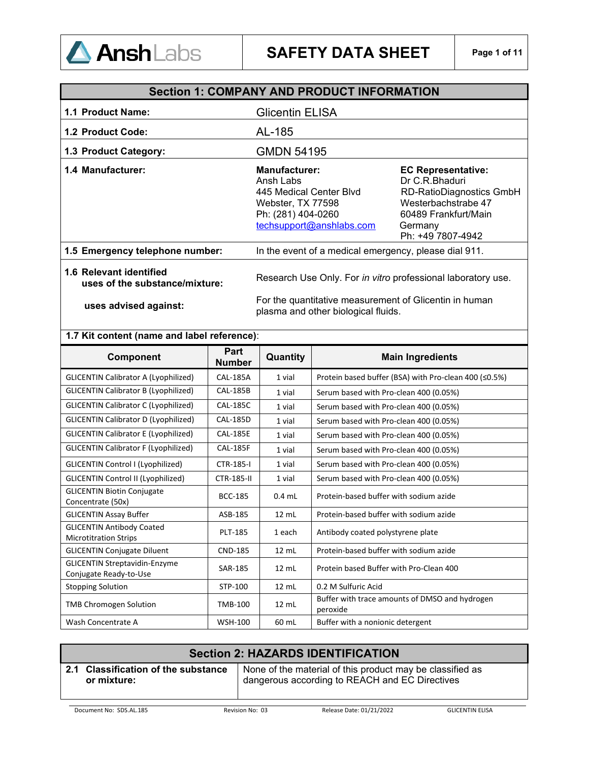# SAFETY DATA SHEET

## Section 1: COMPANY AND PRODUCT INFORMATION

| | |
|---|---|
| **1.1 Product Name:** | Glicentin ELISA |
| **1.2 Product Code:** | AL-185 |
| **1.3 Product Category:** | GMDN 54195 |
| **1.4 Manufacturer:** | **Manufacturer:** Ansh Labs 445 Medical Center Blvd Webster, TX 77598 Ph: (281) 404-0260 techsupport@anshlabs.com<br>**EC Representative:** Dr C.R.Bhaduri RD-RatioDiagnostics GmbH Westerbachstrabe 47 60489 Frankfurt/Main Germany Ph: +49 7807-4942 |
| **1.5 Emergency telephone number:** | In the event of a medical emergency, please dial 911. |
| **1.6 Relevant identified uses of the substance/mixture:** | Research Use Only. For *in vitro* professional laboratory use. |
| **uses advised against:** | For the quantitative measurement of Glicentin in human plasma and other biological fluids. |

**1.7 Kit content (name and label reference)**:

| Component | Part Number | Quantity | Main Ingredients |
|---|---|---|---|
| GLICENTIN Calibrator A (Lyophilized) | CAL-185A | 1 vial | Protein based buffer (BSA) with Pro-clean 400 (≤0.5%) |
| GLICENTIN Calibrator B (Lyophilized) | CAL-185B | 1 vial | Serum based with Pro-clean 400 (0.05%) |
| GLICENTIN Calibrator C (Lyophilized) | CAL-185C | 1 vial | Serum based with Pro-clean 400 (0.05%) |
| GLICENTIN Calibrator D (Lyophilized) | CAL-185D | 1 vial | Serum based with Pro-clean 400 (0.05%) |
| GLICENTIN Calibrator E (Lyophilized) | CAL-185E | 1 vial | Serum based with Pro-clean 400 (0.05%) |
| GLICENTIN Calibrator F (Lyophilized) | CAL-185F | 1 vial | Serum based with Pro-clean 400 (0.05%) |
| GLICENTIN Control I (Lyophilized) | CTR-185-I | 1 vial | Serum based with Pro-clean 400 (0.05%) |
| GLICENTIN Control II (Lyophilized) | CTR-185-II | 1 vial | Serum based with Pro-clean 400 (0.05%) |
| GLICENTIN Biotin Conjugate Concentrate (50x) | BCC-185 | 0.4 mL | Protein-based buffer with sodium azide |
| GLICENTIN Assay Buffer | ASB-185 | 12 mL | Protein-based buffer with sodium azide |
| GLICENTIN Antibody Coated Microtitration Strips | PLT-185 | 1 each | Antibody coated polystyrene plate |
| GLICENTIN Conjugate Diluent | CND-185 | 12 mL | Protein-based buffer with sodium azide |
| GLICENTIN Streptavidin-Enzyme Conjugate Ready-to-Use | SAR-185 | 12 mL | Protein based Buffer with Pro-Clean 400 |
| Stopping Solution | STP-100 | 12 mL | 0.2 M Sulfuric Acid |
| TMB Chromogen Solution | TMB-100 | 12 mL | Buffer with trace amounts of DMSO and hydrogen peroxide |
| Wash Concentrate A | WSH-100 | 60 mL | Buffer with a nonionic detergent |

## Section 2: HAZARDS IDENTIFICATION

| | |
|---|---|
| **2.1 Classification of the substance or mixture:** | None of the material of this product may be classified as dangerous according to REACH and EC Directives |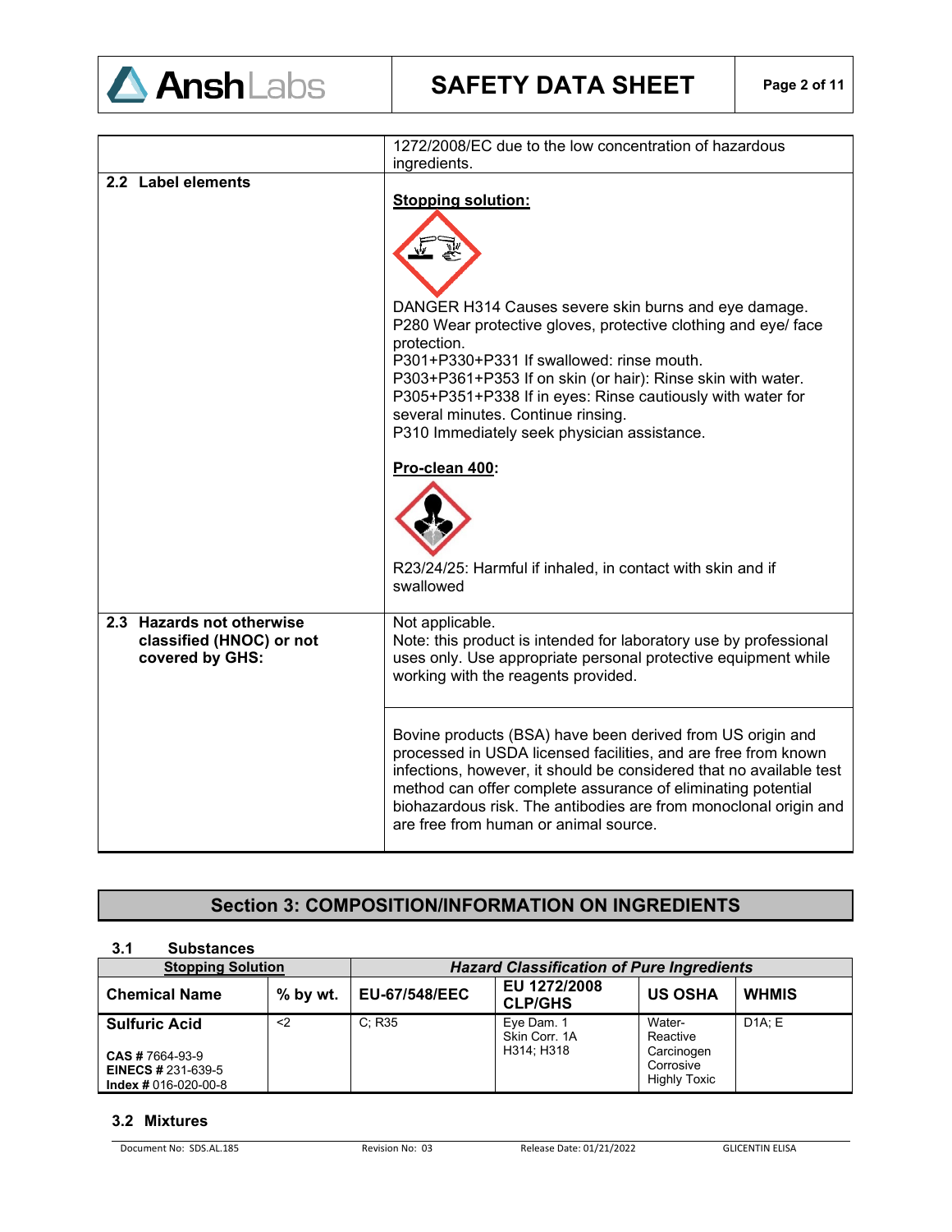| | |
|---|---|
| | 1272/2008/EC due to the low concentration of hazardous ingredients. |
| **2.2 Label elements** | **Stopping solution:**<br><br>DANGER H314 Causes severe skin burns and eye damage.<br>P280 Wear protective gloves, protective clothing and eye/ face protection.<br>P301+P330+P331 If swallowed: rinse mouth.<br>P303+P361+P353 If on skin (or hair): Rinse skin with water.<br>P305+P351+P338 If in eyes: Rinse cautiously with water for several minutes. Continue rinsing.<br>P310 Immediately seek physician assistance.<br><br>**Pro-clean 400:**<br><br>R23/24/25: Harmful if inhaled, in contact with skin and if swallowed |
| **2.3 Hazards not otherwise classified (HNOC) or not covered by GHS:** | Not applicable.<br>Note: this product is intended for laboratory use by professional uses only. Use appropriate personal protective equipment while working with the reagents provided.<br><br>Bovine products (BSA) have been derived from US origin and processed in USDA licensed facilities, and are free from known infections, however, it should be considered that no available test method can offer complete assurance of eliminating potential biohazardous risk. The antibodies are from monoclonal origin and are free from human or animal source. |

## Section 3: COMPOSITION/INFORMATION ON INGREDIENTS

### 3.1 Substances

| **Stopping Solution** | | ***Hazard Classification of Pure Ingredients*** | | | |
|---|---|---|---|---|---|
| **Chemical Name** | **% by wt.** | **EU-67/548/EEC** | **EU 1272/2008 CLP/GHS** | **US OSHA** | **WHMIS** |
| **Sulfuric Acid**<br><br>**CAS #** 7664-93-9<br>**EINECS #** 231-639-5<br>**Index #** 016-020-00-8 | <2 | C; R35 | Eye Dam. 1<br>Skin Corr. 1A<br>H314; H318 | Water-Reactive<br>Carcinogen<br>Corrosive<br>Highly Toxic | D1A; E |

### 3.2 Mixtures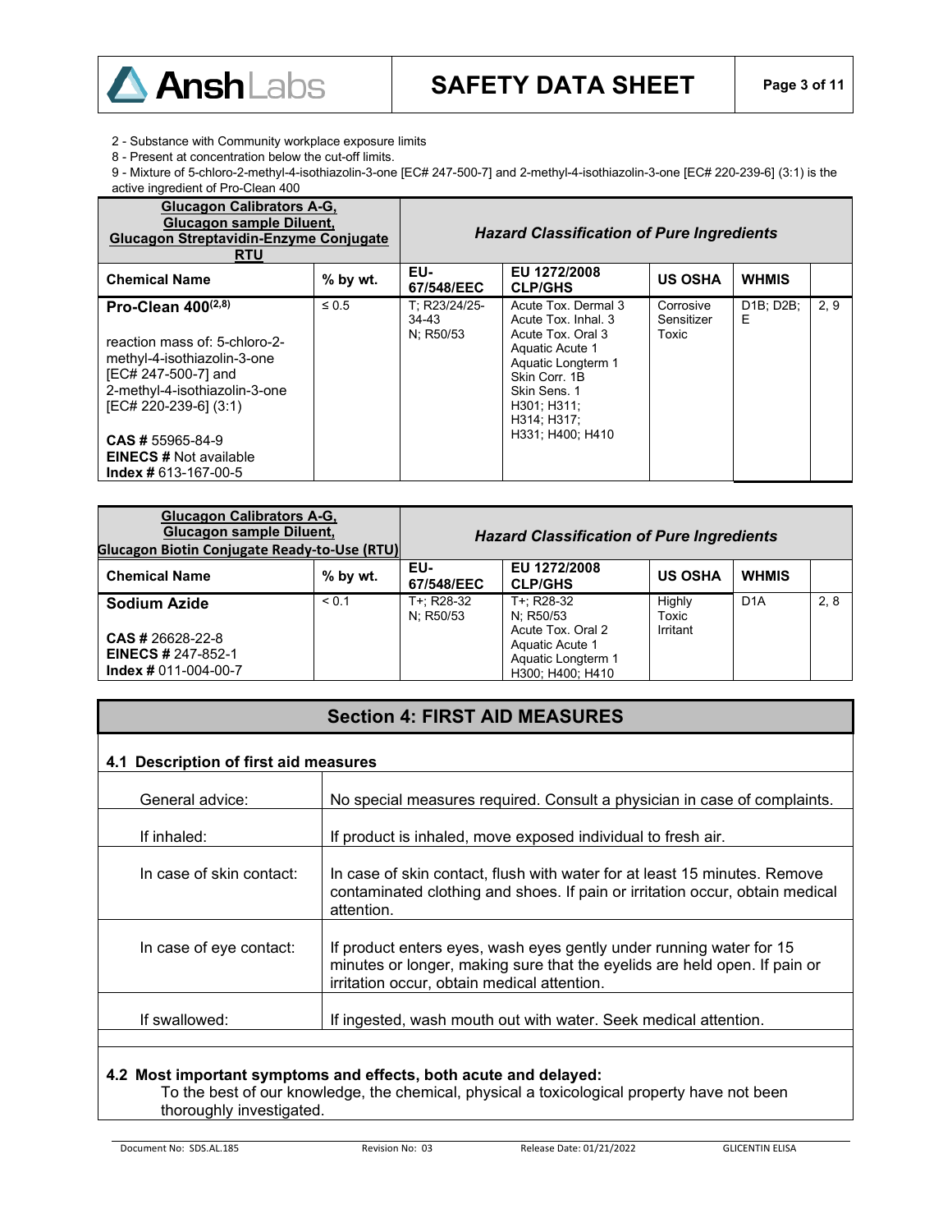2 - Substance with Community workplace exposure limits

8 - Present at concentration below the cut-off limits.

9 - Mixture of 5-chloro-2-methyl-4-isothiazolin-3-one [EC# 247-500-7] and 2-methyl-4-isothiazolin-3-one [EC# 220-239-6] (3:1) is the active ingredient of Pro-Clean 400

| **Glucagon Calibrators A-G, Glucagon sample Diluent, Glucagon Streptavidin-Enzyme Conjugate RTU** | | ***Hazard Classification of Pure Ingredients*** | | | | |
|---|---|---|---|---|---|---|
| **Chemical Name** | **% by wt.** | **EU-67/548/EEC** | **EU 1272/2008 CLP/GHS** | **US OSHA** | **WHMIS** | |
| **Pro-Clean 400[2,8]**<br><br>reaction mass of: 5-chloro-2-methyl-4-isothiazolin-3-one [EC# 247-500-7] and 2-methyl-4-isothiazolin-3-one [EC# 220-239-6] (3:1)<br><br>**CAS #** 55965-84-9<br>**EINECS #** Not available<br>**Index #** 613-167-00-5 | ≤ 0.5 | T; R23/24/25-34-43<br>N; R50/53 | Acute Tox. Dermal 3<br>Acute Tox. Inhal. 3<br>Acute Tox. Oral 3<br>Aquatic Acute 1<br>Aquatic Longterm 1<br>Skin Corr. 1B<br>Skin Sens. 1<br>H301; H311; H314; H317; H331; H400; H410 | Corrosive<br>Sensitizer<br>Toxic | D1B; D2B; E | 2, 9 |

| **Glucagon Calibrators A-G, Glucagon sample Diluent, Glucagon Biotin Conjugate Ready-to-Use (RTU)** | | ***Hazard Classification of Pure Ingredients*** | | | | |
|---|---|---|---|---|---|---|
| **Chemical Name** | **% by wt.** | **EU-67/548/EEC** | **EU 1272/2008 CLP/GHS** | **US OSHA** | **WHMIS** | |
| **Sodium Azide**<br><br>**CAS #** 26628-22-8<br>**EINECS #** 247-852-1<br>**Index #** 011-004-00-7 | < 0.1 | T+; R28-32<br>N; R50/53 | T+; R28-32<br>N; R50/53<br>Acute Tox. Oral 2<br>Aquatic Acute 1<br>Aquatic Longterm 1<br>H300; H400; H410 | Highly Toxic<br>Irritant | D1A | 2, 8 |

## Section 4: FIRST AID MEASURES

### 4.1 Description of first aid measures

| | |
|---|---|
| General advice: | No special measures required. Consult a physician in case of complaints. |
| If inhaled: | If product is inhaled, move exposed individual to fresh air. |
| In case of skin contact: | In case of skin contact, flush with water for at least 15 minutes. Remove contaminated clothing and shoes. If pain or irritation occur, obtain medical attention. |
| In case of eye contact: | If product enters eyes, wash eyes gently under running water for 15 minutes or longer, making sure that the eyelids are held open. If pain or irritation occur, obtain medical attention. |
| If swallowed: | If ingested, wash mouth out with water. Seek medical attention. |

### 4.2 Most important symptoms and effects, both acute and delayed:

To the best of our knowledge, the chemical, physical a toxicological property have not been thoroughly investigated.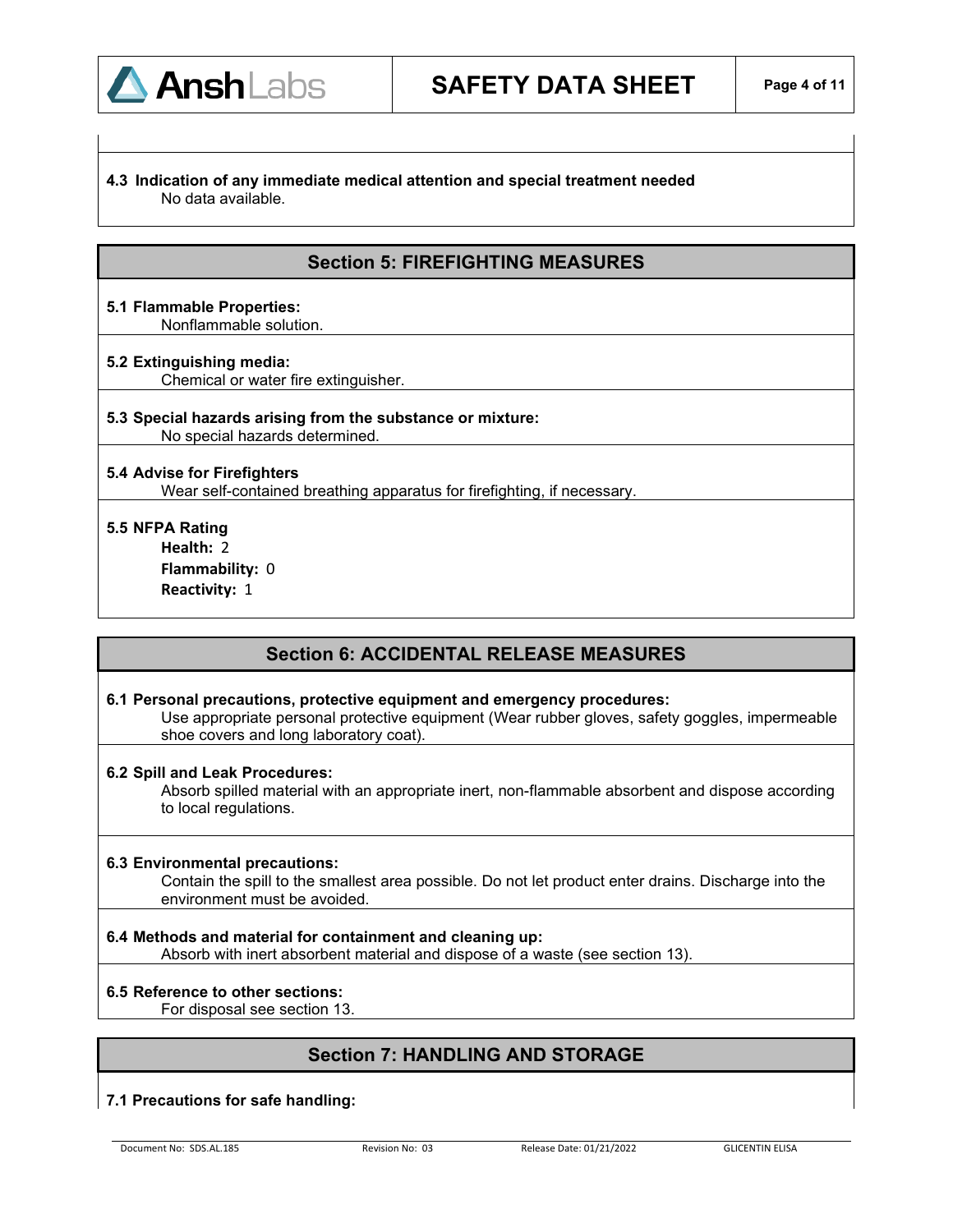**4.3 Indication of any immediate medical attention and special treatment needed**

No data available.

## Section 5: FIREFIGHTING MEASURES

**5.1 Flammable Properties:**

Nonflammable solution.

**5.2 Extinguishing media:**

Chemical or water fire extinguisher.

**5.3 Special hazards arising from the substance or mixture:**

No special hazards determined.

**5.4 Advise for Firefighters**

Wear self-contained breathing apparatus for firefighting, if necessary.

**5.5 NFPA Rating**

**Health:** 2
**Flammability:** 0
**Reactivity:** 1

## Section 6: ACCIDENTAL RELEASE MEASURES

**6.1 Personal precautions, protective equipment and emergency procedures:**

Use appropriate personal protective equipment (Wear rubber gloves, safety goggles, impermeable shoe covers and long laboratory coat).

**6.2 Spill and Leak Procedures:**

Absorb spilled material with an appropriate inert, non-flammable absorbent and dispose according to local regulations.

**6.3 Environmental precautions:**

Contain the spill to the smallest area possible. Do not let product enter drains. Discharge into the environment must be avoided.

**6.4 Methods and material for containment and cleaning up:**

Absorb with inert absorbent material and dispose of a waste (see section 13).

**6.5 Reference to other sections:**

For disposal see section 13.

## Section 7: HANDLING AND STORAGE

**7.1 Precautions for safe handling:**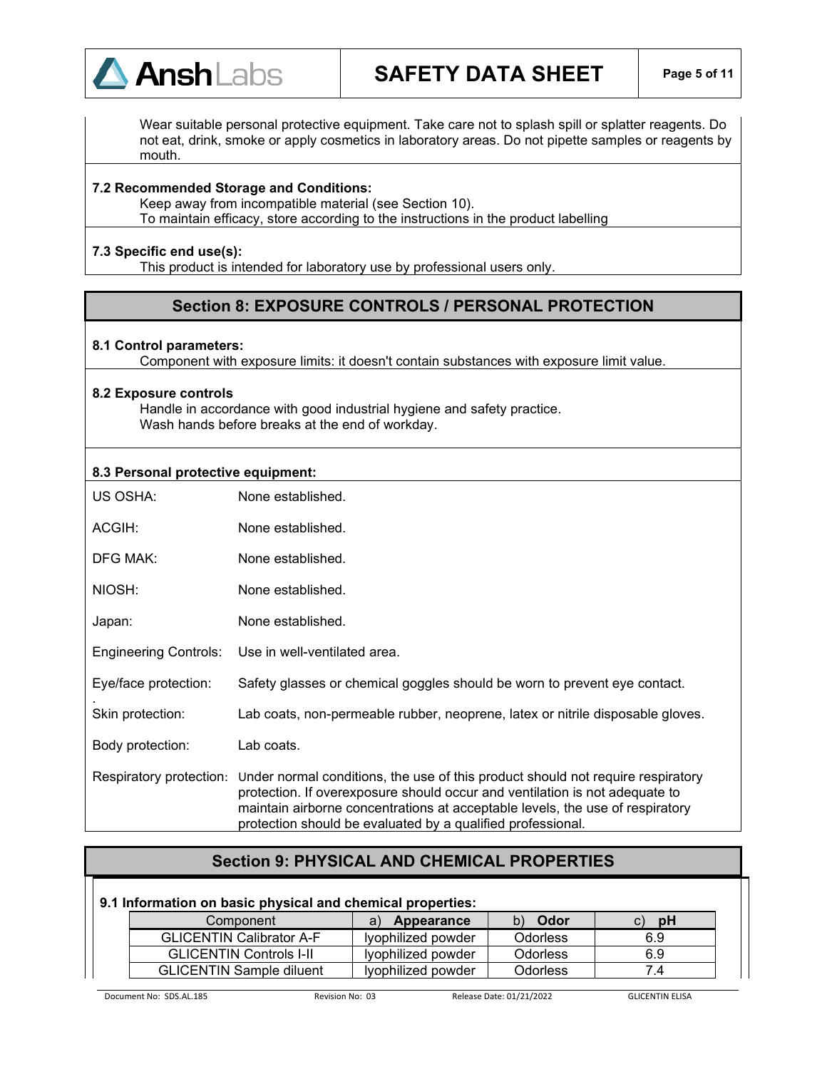Wear suitable personal protective equipment. Take care not to splash spill or splatter reagents. Do not eat, drink, smoke or apply cosmetics in laboratory areas. Do not pipette samples or reagents by mouth.

**7.2 Recommended Storage and Conditions:**

Keep away from incompatible material (see Section 10).
To maintain efficacy, store according to the instructions in the product labelling

**7.3 Specific end use(s):**

This product is intended for laboratory use by professional users only.

## Section 8: EXPOSURE CONTROLS / PERSONAL PROTECTION

**8.1 Control parameters:**

Component with exposure limits: it doesn't contain substances with exposure limit value.

**8.2 Exposure controls**

Handle in accordance with good industrial hygiene and safety practice.
Wash hands before breaks at the end of workday.

**8.3 Personal protective equipment:**

US OSHA: None established.

ACGIH: None established.

DFG MAK: None established.

NIOSH: None established.

Japan: None established.

Engineering Controls: Use in well-ventilated area.

Eye/face protection: Safety glasses or chemical goggles should be worn to prevent eye contact.

Skin protection: Lab coats, non-permeable rubber, neoprene, latex or nitrile disposable gloves.

Body protection: Lab coats.

Respiratory protection: Under normal conditions, the use of this product should not require respiratory protection. If overexposure should occur and ventilation is not adequate to maintain airborne concentrations at acceptable levels, the use of respiratory protection should be evaluated by a qualified professional.

## Section 9: PHYSICAL AND CHEMICAL PROPERTIES

**9.1 Information on basic physical and chemical properties:**

| Component | a) **Appearance** | b) **Odor** | c) **pH** |
|---|---|---|---|
| GLICENTIN Calibrator A-F | lyophilized powder | Odorless | 6.9 |
| GLICENTIN Controls I-II | lyophilized powder | Odorless | 6.9 |
| GLICENTIN Sample diluent | lyophilized powder | Odorless | 7.4 |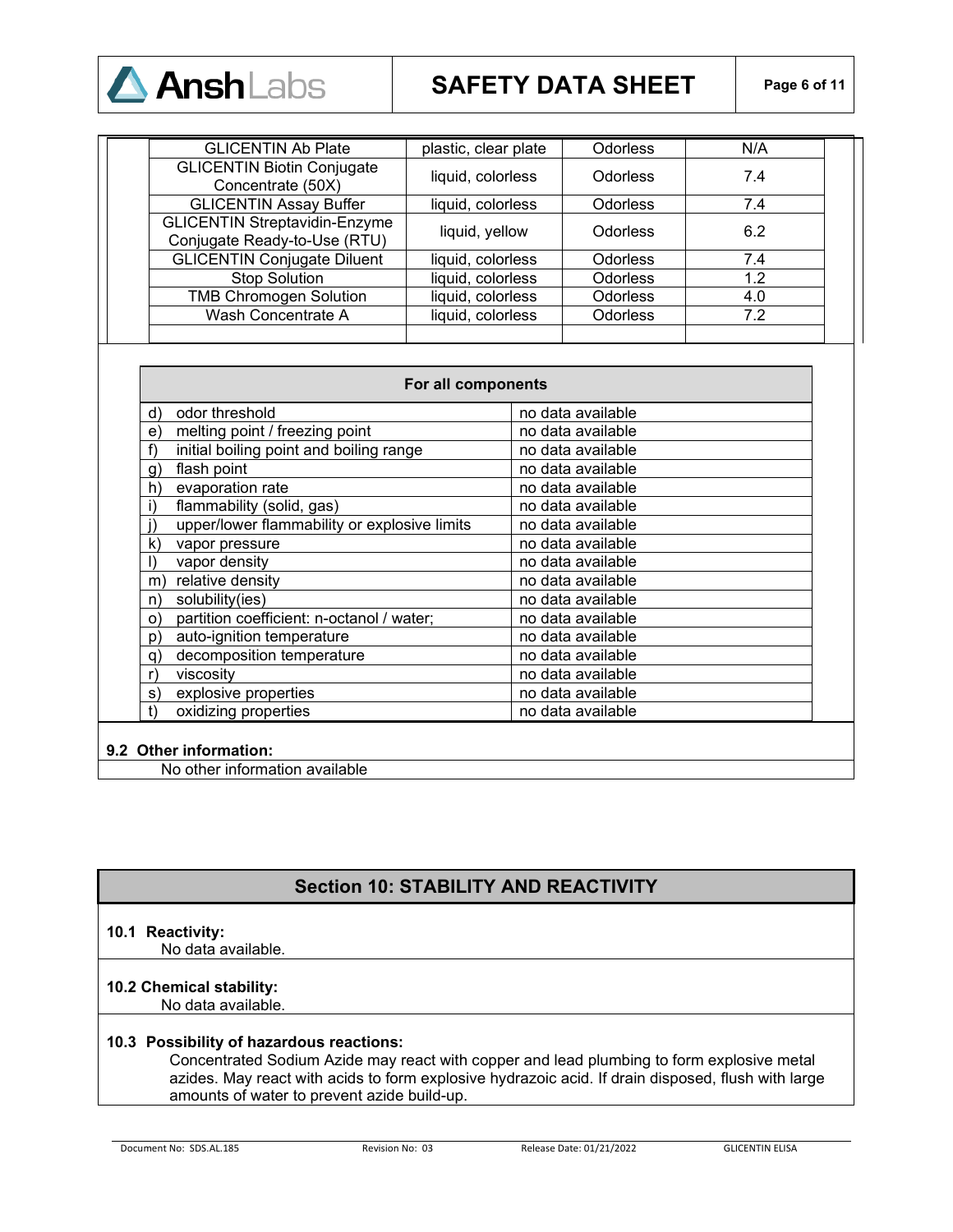| | | | |
|---|---|---|---|
| GLICENTIN Ab Plate | plastic, clear plate | Odorless | N/A |
| GLICENTIN Biotin Conjugate Concentrate (50X) | liquid, colorless | Odorless | 7.4 |
| GLICENTIN Assay Buffer | liquid, colorless | Odorless | 7.4 |
| GLICENTIN Streptavidin-Enzyme Conjugate Ready-to-Use (RTU) | liquid, yellow | Odorless | 6.2 |
| GLICENTIN Conjugate Diluent | liquid, colorless | Odorless | 7.4 |
| Stop Solution | liquid, colorless | Odorless | 1.2 |
| TMB Chromogen Solution | liquid, colorless | Odorless | 4.0 |
| Wash Concentrate A | liquid, colorless | Odorless | 7.2 |
| | | | |

| For all components | |
|---|---|
| d) odor threshold | no data available |
| e) melting point / freezing point | no data available |
| f) initial boiling point and boiling range | no data available |
| g) flash point | no data available |
| h) evaporation rate | no data available |
| i) flammability (solid, gas) | no data available |
| j) upper/lower flammability or explosive limits | no data available |
| k) vapor pressure | no data available |
| l) vapor density | no data available |
| m) relative density | no data available |
| n) solubility(ies) | no data available |
| o) partition coefficient: n-octanol / water; | no data available |
| p) auto-ignition temperature | no data available |
| q) decomposition temperature | no data available |
| r) viscosity | no data available |
| s) explosive properties | no data available |
| t) oxidizing properties | no data available |

**9.2 Other information:**

No other information available

## Section 10: STABILITY AND REACTIVITY

**10.1 Reactivity:**

No data available.

**10.2 Chemical stability:**

No data available.

**10.3 Possibility of hazardous reactions:**

Concentrated Sodium Azide may react with copper and lead plumbing to form explosive metal azides. May react with acids to form explosive hydrazoic acid. If drain disposed, flush with large amounts of water to prevent azide build-up.

Document No: SDS.AL.185 Revision No: 03 Release Date: 01/21/2022 GLICENTIN ELISA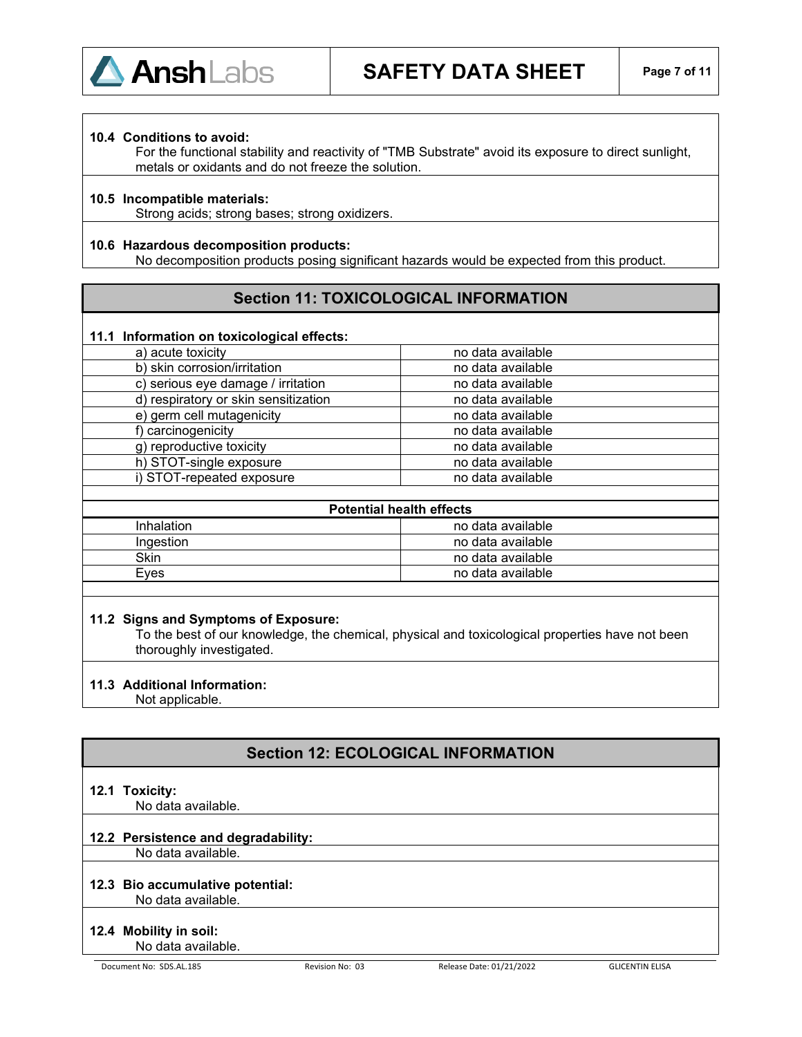**10.4 Conditions to avoid:**

For the functional stability and reactivity of "TMB Substrate" avoid its exposure to direct sunlight, metals or oxidants and do not freeze the solution.

**10.5 Incompatible materials:**

Strong acids; strong bases; strong oxidizers.

**10.6 Hazardous decomposition products:**

No decomposition products posing significant hazards would be expected from this product.

## Section 11: TOXICOLOGICAL INFORMATION

**11.1 Information on toxicological effects:**

| | |
|---|---|
| a) acute toxicity | no data available |
| b) skin corrosion/irritation | no data available |
| c) serious eye damage / irritation | no data available |
| d) respiratory or skin sensitization | no data available |
| e) germ cell mutagenicity | no data available |
| f) carcinogenicity | no data available |
| g) reproductive toxicity | no data available |
| h) STOT-single exposure | no data available |
| i) STOT-repeated exposure | no data available |

| Potential health effects | |
|---|---|
| Inhalation | no data available |
| Ingestion | no data available |
| Skin | no data available |
| Eyes | no data available |

**11.2 Signs and Symptoms of Exposure:**

To the best of our knowledge, the chemical, physical and toxicological properties have not been thoroughly investigated.

**11.3 Additional Information:**

Not applicable.

## Section 12: ECOLOGICAL INFORMATION

**12.1 Toxicity:**

No data available.

**12.2 Persistence and degradability:**

No data available.

**12.3 Bio accumulative potential:**

No data available.

**12.4 Mobility in soil:**

No data available.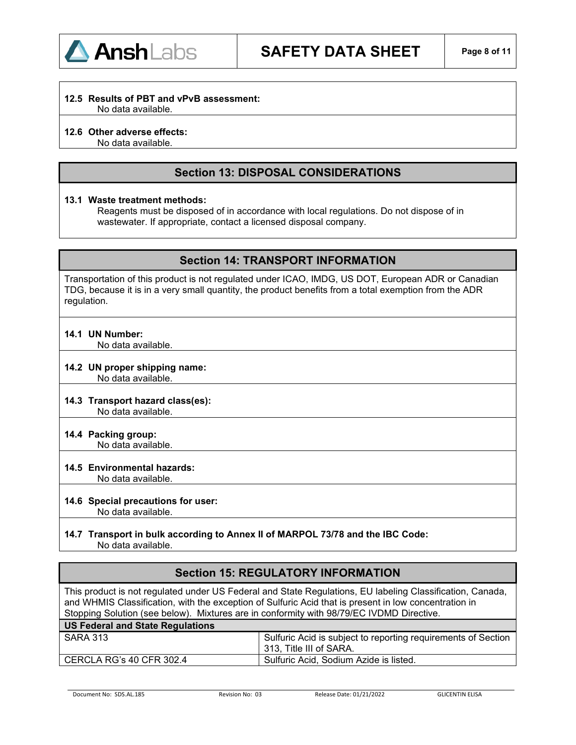**12.5 Results of PBT and vPvB assessment:**
No data available.

**12.6 Other adverse effects:**
No data available.

## Section 13: DISPOSAL CONSIDERATIONS

**13.1 Waste treatment methods:**
Reagents must be disposed of in accordance with local regulations. Do not dispose of in wastewater. If appropriate, contact a licensed disposal company.

## Section 14: TRANSPORT INFORMATION

Transportation of this product is not regulated under ICAO, IMDG, US DOT, European ADR or Canadian TDG, because it is in a very small quantity, the product benefits from a total exemption from the ADR regulation.

**14.1 UN Number:**
No data available.

**14.2 UN proper shipping name:**
No data available.

**14.3 Transport hazard class(es):**
No data available.

**14.4 Packing group:**
No data available.

**14.5 Environmental hazards:**
No data available.

**14.6 Special precautions for user:**
No data available.

**14.7 Transport in bulk according to Annex II of MARPOL 73/78 and the IBC Code:**
No data available.

## Section 15: REGULATORY INFORMATION

This product is not regulated under US Federal and State Regulations, EU labeling Classification, Canada, and WHMIS Classification, with the exception of Sulfuric Acid that is present in low concentration in Stopping Solution (see below). Mixtures are in conformity with 98/79/EC IVDMD Directive.

| US Federal and State Regulations | |
|---|---|
| SARA 313 | Sulfuric Acid is subject to reporting requirements of Section 313, Title III of SARA. |
| CERCLA RG's 40 CFR 302.4 | Sulfuric Acid, Sodium Azide is listed. |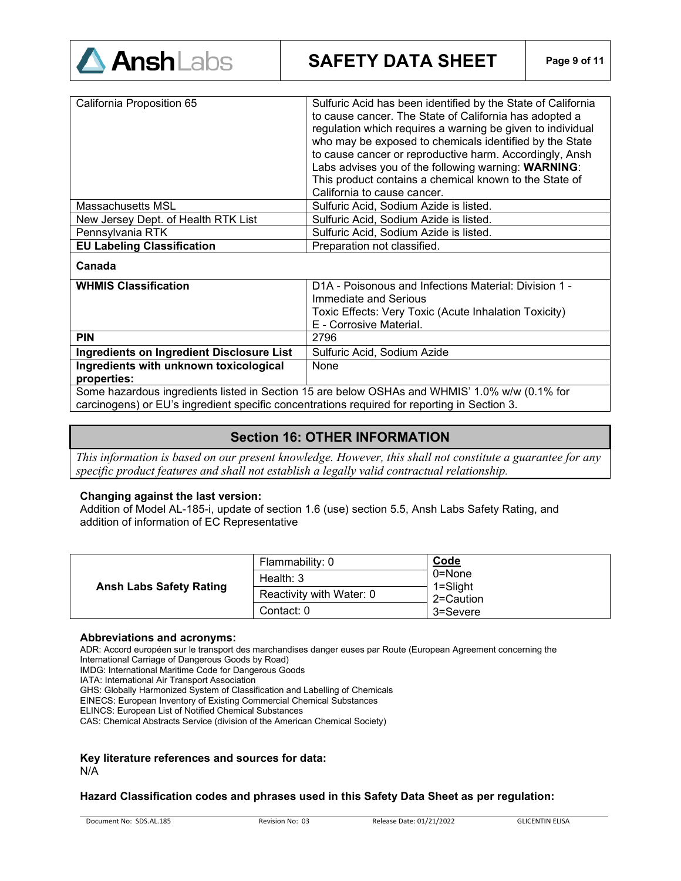| | |
|---|---|
| California Proposition 65 | Sulfuric Acid has been identified by the State of California to cause cancer. The State of California has adopted a regulation which requires a warning be given to individual who may be exposed to chemicals identified by the State to cause cancer or reproductive harm. Accordingly, Ansh Labs advises you of the following warning: **WARNING**: This product contains a chemical known to the State of California to cause cancer. |
| Massachusetts MSL | Sulfuric Acid, Sodium Azide is listed. |
| New Jersey Dept. of Health RTK List | Sulfuric Acid, Sodium Azide is listed. |
| Pennsylvania RTK | Sulfuric Acid, Sodium Azide is listed. |
| **EU Labeling Classification** | Preparation not classified. |
| **Canada** | |
| **WHMIS Classification** | D1A - Poisonous and Infections Material: Division 1 - Immediate and Serious<br>Toxic Effects: Very Toxic (Acute Inhalation Toxicity)<br>E - Corrosive Material. |
| **PIN** | 2796 |
| **Ingredients on Ingredient Disclosure List** | Sulfuric Acid, Sodium Azide |
| **Ingredients with unknown toxicological properties:** | None |

Some hazardous ingredients listed in Section 15 are below OSHAs and WHMIS' 1.0% w/w (0.1% for carcinogens) or EU's ingredient specific concentrations required for reporting in Section 3.

## Section 16: OTHER INFORMATION

*This information is based on our present knowledge. However, this shall not constitute a guarantee for any specific product features and shall not establish a legally valid contractual relationship.*

**Changing against the last version:**
Addition of Model AL-185-i, update of section 1.6 (use) section 5.5, Ansh Labs Safety Rating, and addition of information of EC Representative

| | | |
|---|---|---|
| **Ansh Labs Safety Rating** | Flammability: 0 | **Code**<br>0=None<br>1=Slight<br>2=Caution<br>3=Severe |
| | Health: 3 | |
| | Reactivity with Water: 0 | |
| | Contact: 0 | |

**Abbreviations and acronyms:**

ADR: Accord européen sur le transport des marchandises danger euses par Route (European Agreement concerning the International Carriage of Dangerous Goods by Road)
IMDG: International Maritime Code for Dangerous Goods
IATA: International Air Transport Association
GHS: Globally Harmonized System of Classification and Labelling of Chemicals
EINECS: European Inventory of Existing Commercial Chemical Substances
ELINCS: European List of Notified Chemical Substances
CAS: Chemical Abstracts Service (division of the American Chemical Society)

**Key literature references and sources for data:**
N/A

**Hazard Classification codes and phrases used in this Safety Data Sheet as per regulation:**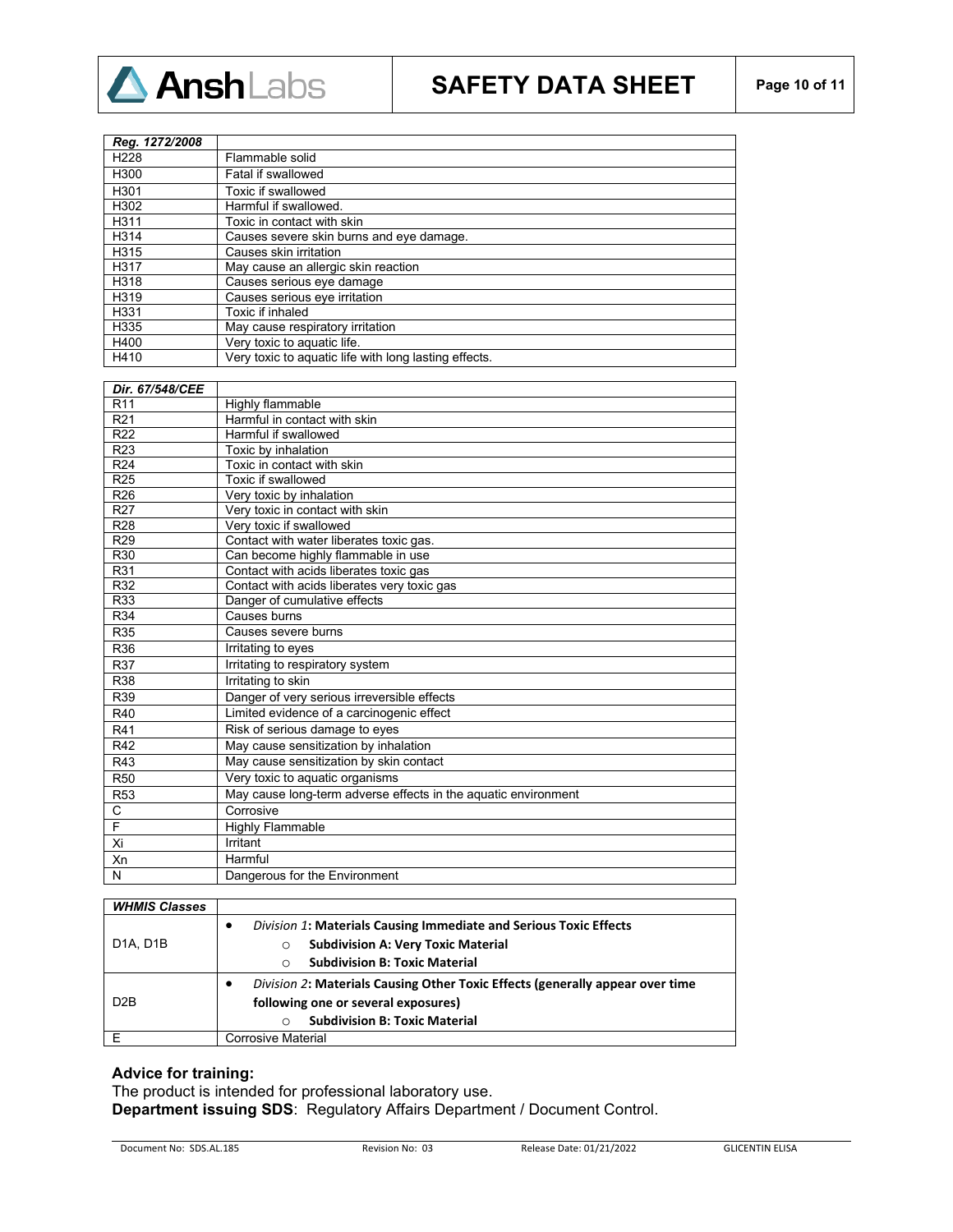| *Reg. 1272/2008* | |
|---|---|
| H228 | Flammable solid |
| H300 | Fatal if swallowed |
| H301 | Toxic if swallowed |
| H302 | Harmful if swallowed. |
| H311 | Toxic in contact with skin |
| H314 | Causes severe skin burns and eye damage. |
| H315 | Causes skin irritation |
| H317 | May cause an allergic skin reaction |
| H318 | Causes serious eye damage |
| H319 | Causes serious eye irritation |
| H331 | Toxic if inhaled |
| H335 | May cause respiratory irritation |
| H400 | Very toxic to aquatic life. |
| H410 | Very toxic to aquatic life with long lasting effects. |

| *Dir. 67/548/CEE* | |
|---|---|
| R11 | Highly flammable |
| R21 | Harmful in contact with skin |
| R22 | Harmful if swallowed |
| R23 | Toxic by inhalation |
| R24 | Toxic in contact with skin |
| R25 | Toxic if swallowed |
| R26 | Very toxic by inhalation |
| R27 | Very toxic in contact with skin |
| R28 | Very toxic if swallowed |
| R29 | Contact with water liberates toxic gas. |
| R30 | Can become highly flammable in use |
| R31 | Contact with acids liberates toxic gas |
| R32 | Contact with acids liberates very toxic gas |
| R33 | Danger of cumulative effects |
| R34 | Causes burns |
| R35 | Causes severe burns |
| R36 | Irritating to eyes |
| R37 | Irritating to respiratory system |
| R38 | Irritating to skin |
| R39 | Danger of very serious irreversible effects |
| R40 | Limited evidence of a carcinogenic effect |
| R41 | Risk of serious damage to eyes |
| R42 | May cause sensitization by inhalation |
| R43 | May cause sensitization by skin contact |
| R50 | Very toxic to aquatic organisms |
| R53 | May cause long-term adverse effects in the aquatic environment |
| C | Corrosive |
| F | Highly Flammable |
| Xi | Irritant |
| Xn | Harmful |
| N | Dangerous for the Environment |

| *WHMIS Classes* | |
|---|---|
| D1A, D1B | • *Division 1*: **Materials Causing Immediate and Serious Toxic Effects**<br>○ **Subdivision A: Very Toxic Material**<br>○ **Subdivision B: Toxic Material** |
| D2B | • *Division 2*: **Materials Causing Other Toxic Effects (generally appear over time following one or several exposures)**<br>○ **Subdivision B: Toxic Material** |
| E | Corrosive Material |

**Advice for training:**
The product is intended for professional laboratory use.
**Department issuing SDS**: Regulatory Affairs Department / Document Control.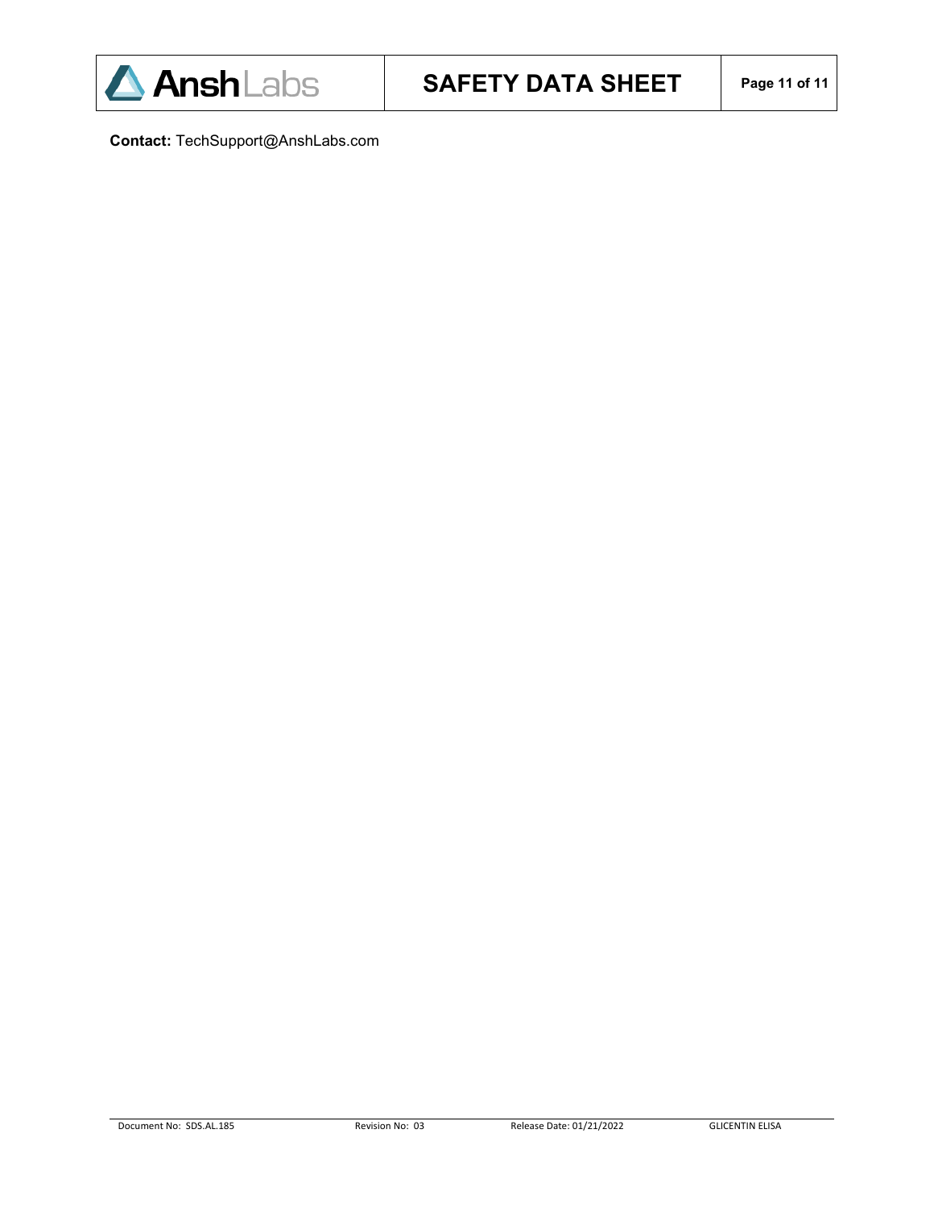**Contact:** TechSupport@AnshLabs.com